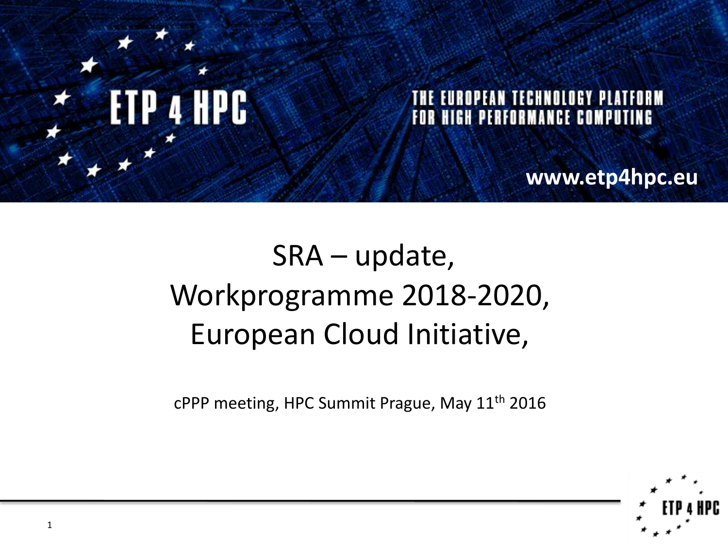ETP 4 HPC

THE EUROPEAN TECHNOLOGY PLATFORM FOR HIGH PERFORMANCE COMPUTING

www.etp4hpc.eu

# SRA – update, Workprogramme 2018-2020, European Cloud Initiative,

cPPP meeting, HPC Summit Prague, May 11th 2016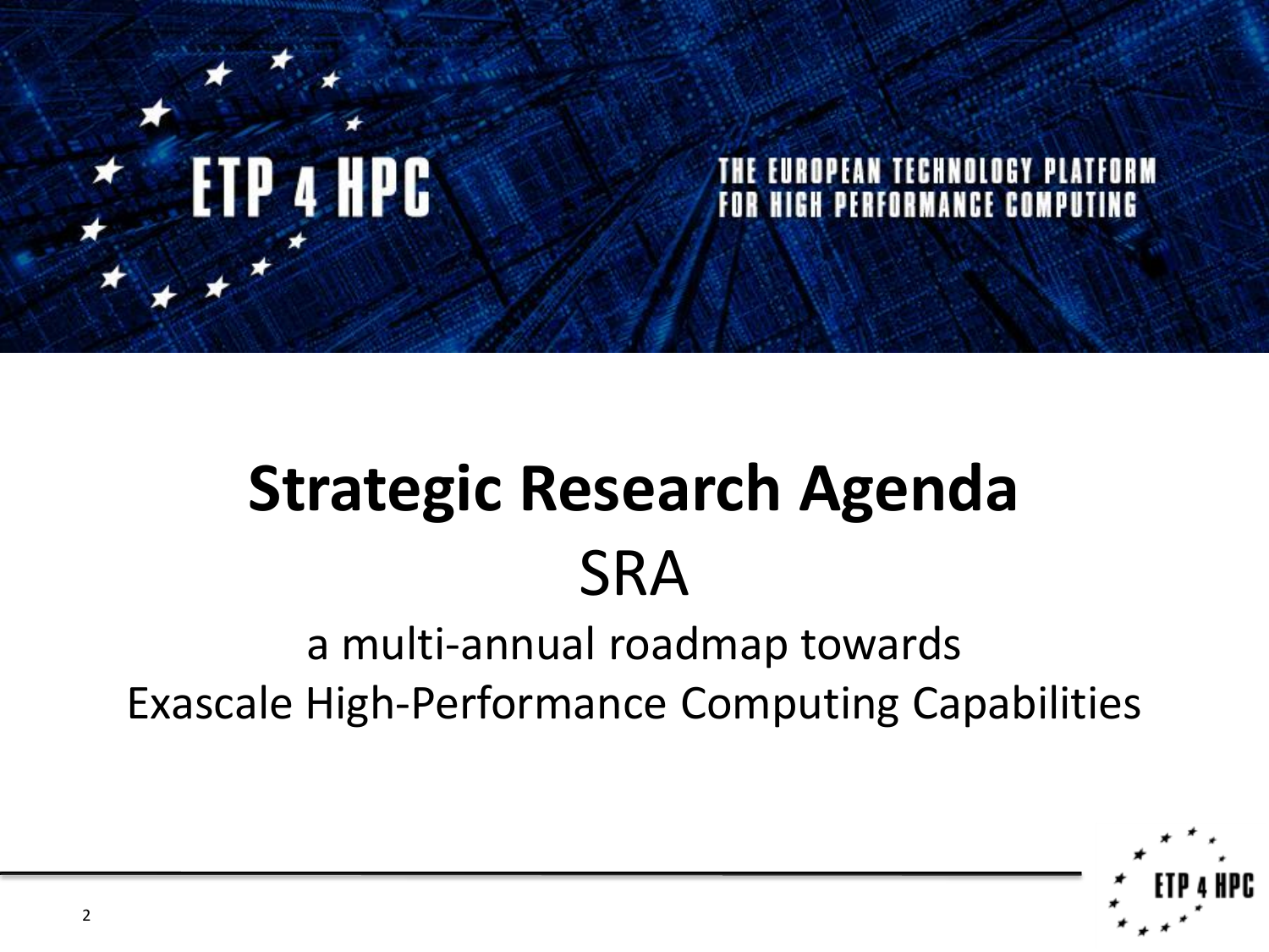ETP 4 HPC

THE EUROPEAN TECHNOLOGY PLATFORM FOR HIGH PERFORMANCE COMPUTING

# Strategic Research Agenda

## SRA

a multi-annual roadmap towards
Exascale High-Performance Computing Capabilities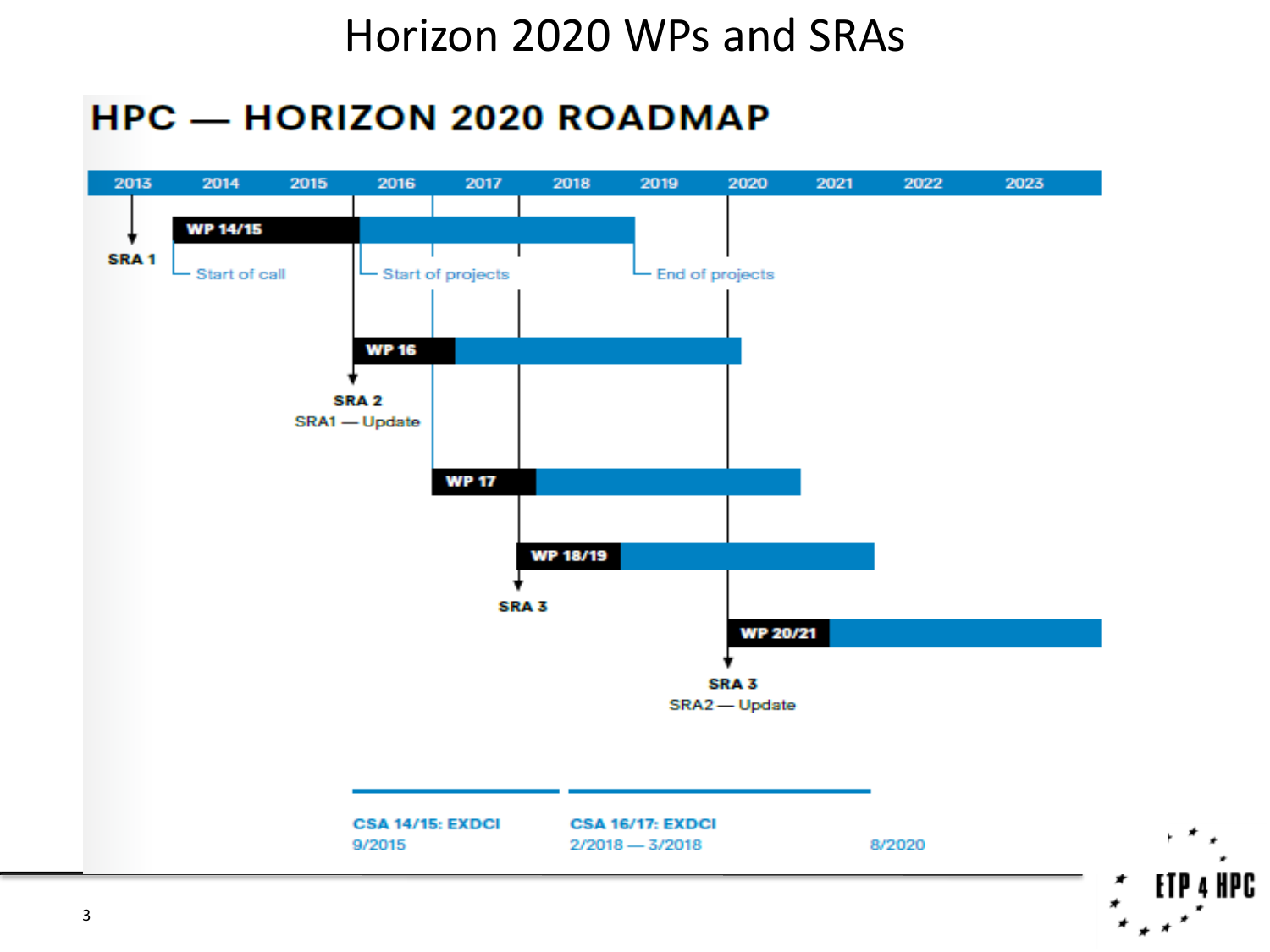# Horizon 2020 WPs and SRAs

## HPC — HORIZON 2020 ROADMAP

2013 | 2014 | 2015 | 2016 | 2017 | 2018 | 2019 | 2020 | 2021 | 2022 | 2023

**SRA 1**

**WP 14/15**

Start of call

Start of projects

End of projects

**WP 16**

**SRA 2**
SRA1 — Update

**WP 17**

**WP 18/19**

**SRA 3**

**WP 20/21**

**SRA 3**
SRA2 — Update

**CSA 14/15: EXDCI**
9/2015

**CSA 16/17: EXDCI**
2/2018 — 3/2018

8/2020

ETP 4 HPC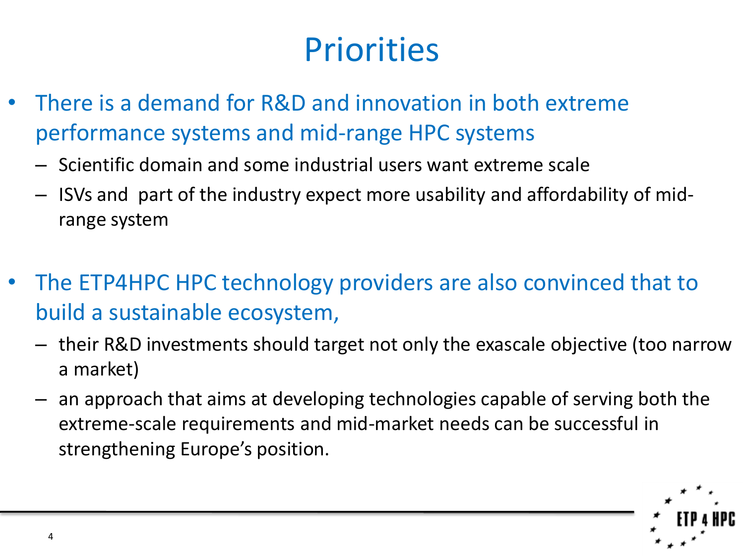# Priorities

- There is a demand for R&D and innovation in both extreme performance systems and mid-range HPC systems
  - Scientific domain and some industrial users want extreme scale
  - ISVs and part of the industry expect more usability and affordability of mid-range system

- The ETP4HPC HPC technology providers are also convinced that to build a sustainable ecosystem,
  - their R&D investments should target not only the exascale objective (too narrow a market)
  - an approach that aims at developing technologies capable of serving both the extreme-scale requirements and mid-market needs can be successful in strengthening Europe's position.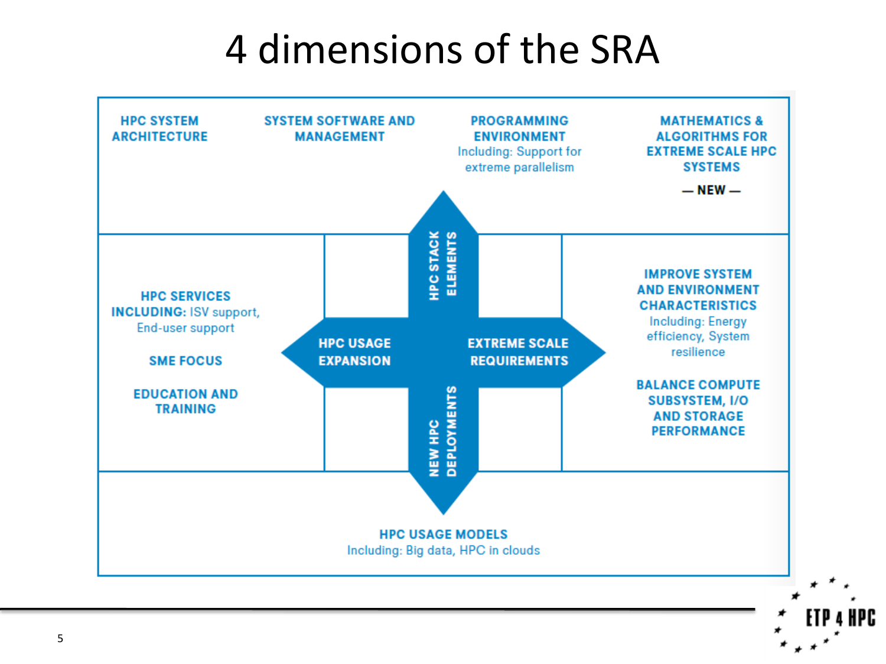# 4 dimensions of the SRA

**HPC STACK ELEMENTS**

- **HPC SYSTEM ARCHITECTURE**
- **SYSTEM SOFTWARE AND MANAGEMENT**
- **PROGRAMMING ENVIRONMENT** Including: Support for extreme parallelism
- **MATHEMATICS & ALGORITHMS FOR EXTREME SCALE HPC SYSTEMS** — NEW —

**HPC USAGE EXPANSION**

- **HPC SERVICES INCLUDING:** ISV support, End-user support
- **SME FOCUS**
- **EDUCATION AND TRAINING**

**EXTREME SCALE REQUIREMENTS**

- **IMPROVE SYSTEM AND ENVIRONMENT CHARACTERISTICS** Including: Energy efficiency, System resilience
- **BALANCE COMPUTE SUBSYSTEM, I/O AND STORAGE PERFORMANCE**

**NEW HPC DEPLOYMENTS**

- **HPC USAGE MODELS** Including: Big data, HPC in clouds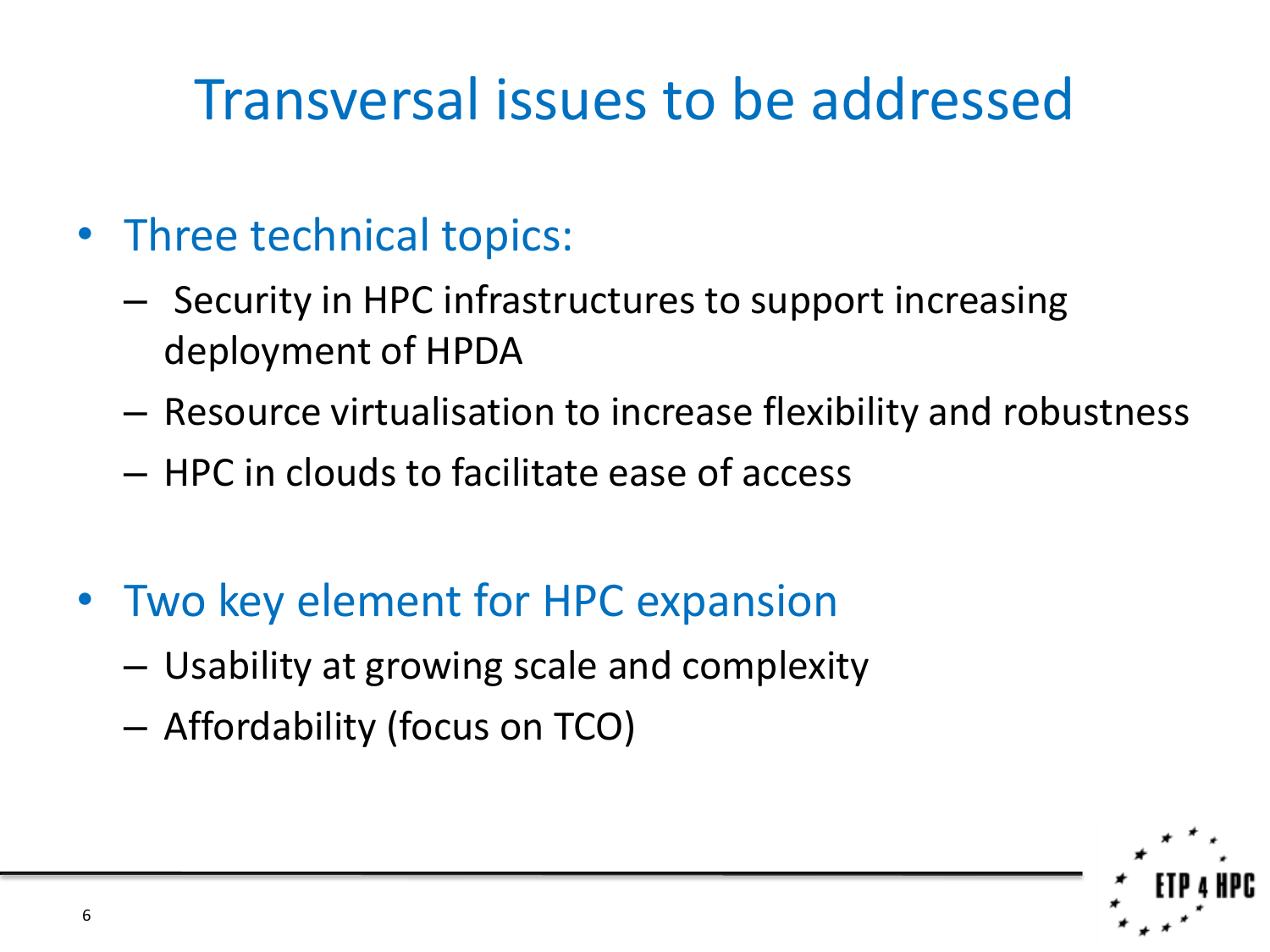# Transversal issues to be addressed

- Three technical topics:
  - Security in HPC infrastructures to support increasing deployment of HPDA
  - Resource virtualisation to increase flexibility and robustness
  - HPC in clouds to facilitate ease of access

- Two key element for HPC expansion
  - Usability at growing scale and complexity
  - Affordability (focus on TCO)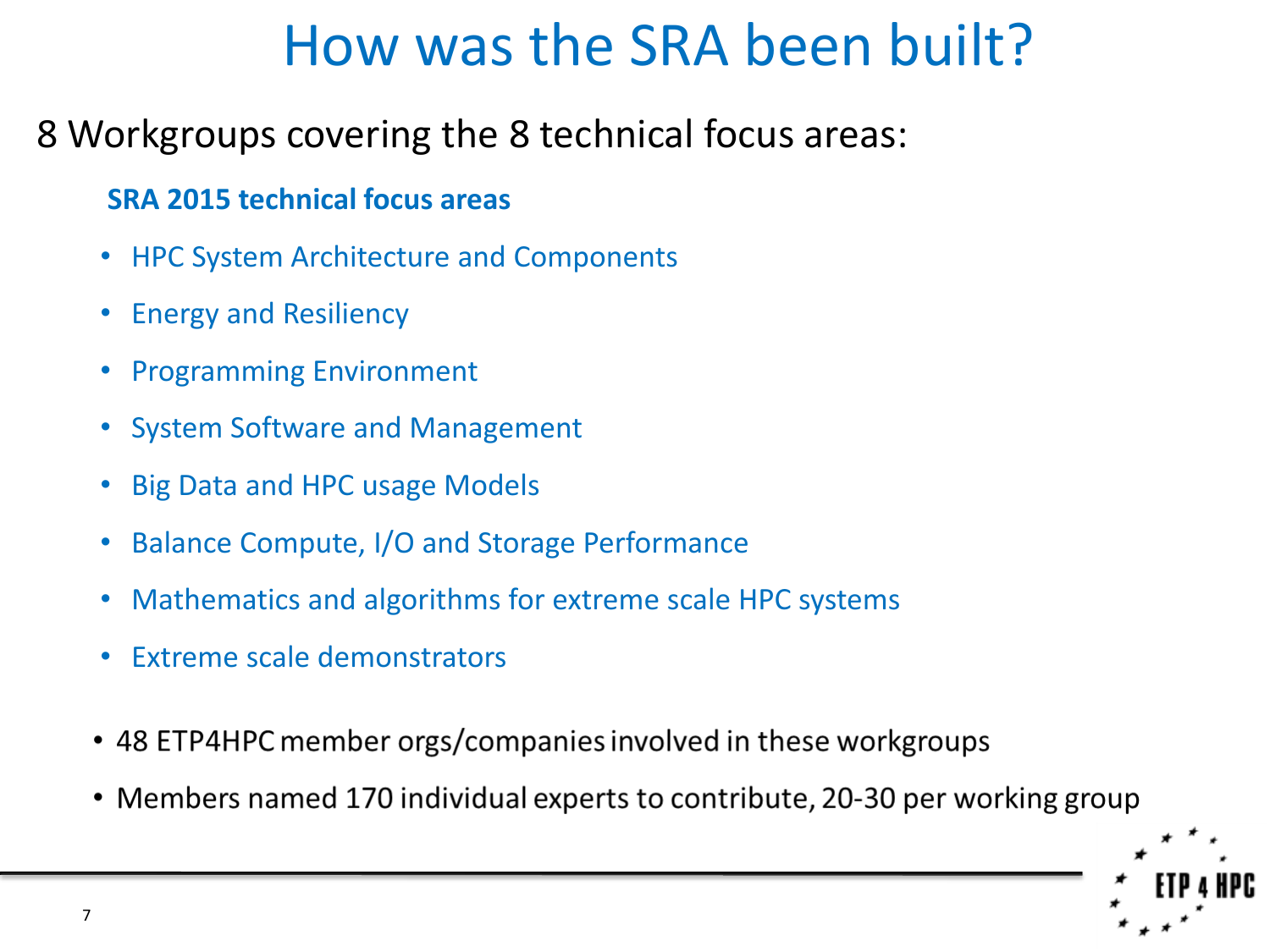# How was the SRA been built?

8 Workgroups covering the 8 technical focus areas:

**SRA 2015 technical focus areas**

- HPC System Architecture and Components
- Energy and Resiliency
- Programming Environment
- System Software and Management
- Big Data and HPC usage Models
- Balance Compute, I/O and Storage Performance
- Mathematics and algorithms for extreme scale HPC systems
- Extreme scale demonstrators

- 48 ETP4HPC member orgs/companies involved in these workgroups
- Members named 170 individual experts to contribute, 20-30 per working group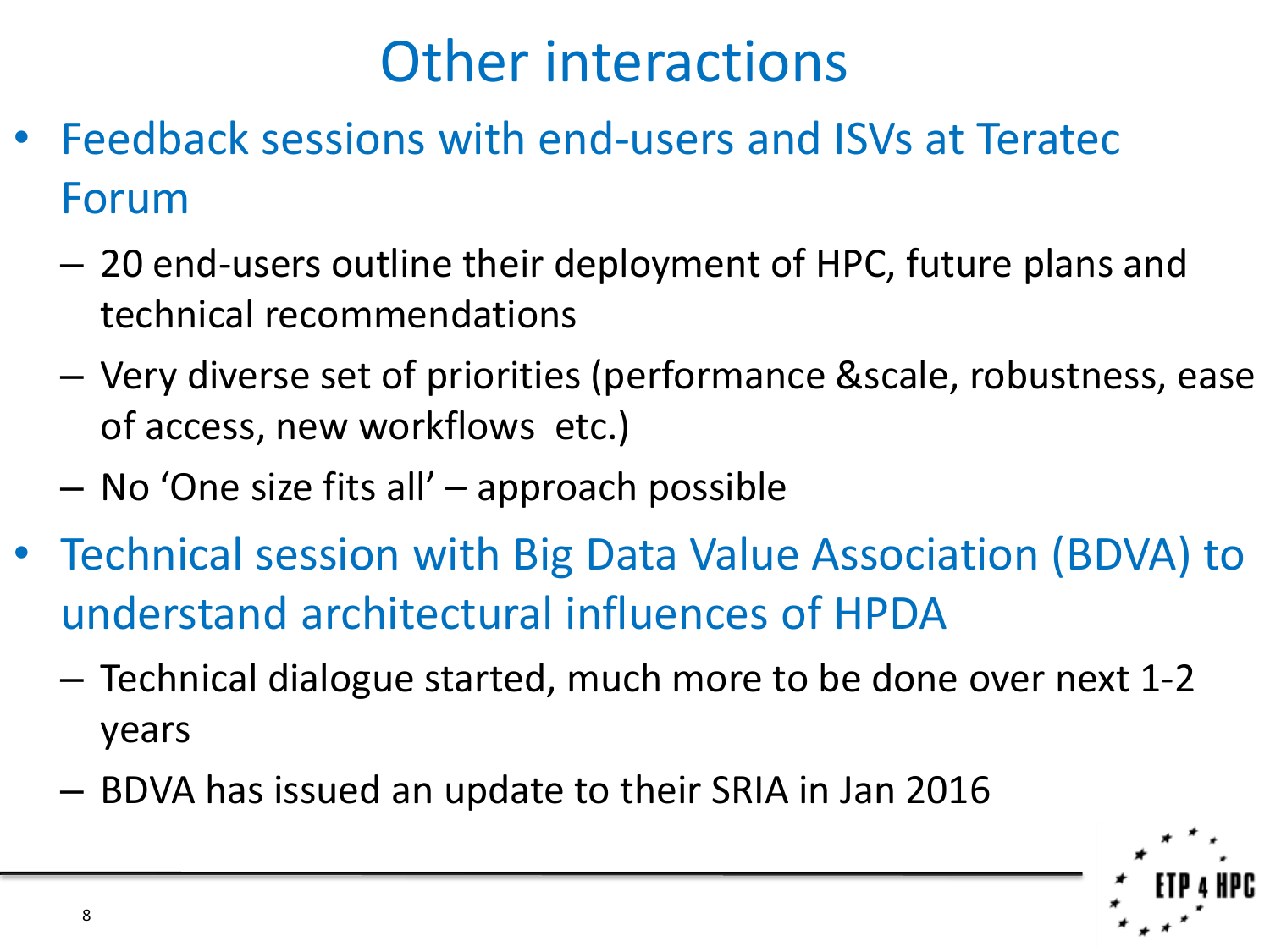# Other interactions

- Feedback sessions with end-users and ISVs at Teratec Forum
  - 20 end-users outline their deployment of HPC, future plans and technical recommendations
  - Very diverse set of priorities (performance &scale, robustness, ease of access, new workflows  etc.)
  - No ‘One size fits all’ – approach possible
- Technical session with Big Data Value Association (BDVA) to understand architectural influences of HPDA
  - Technical dialogue started, much more to be done over next 1-2 years
  - BDVA has issued an update to their SRIA in Jan 2016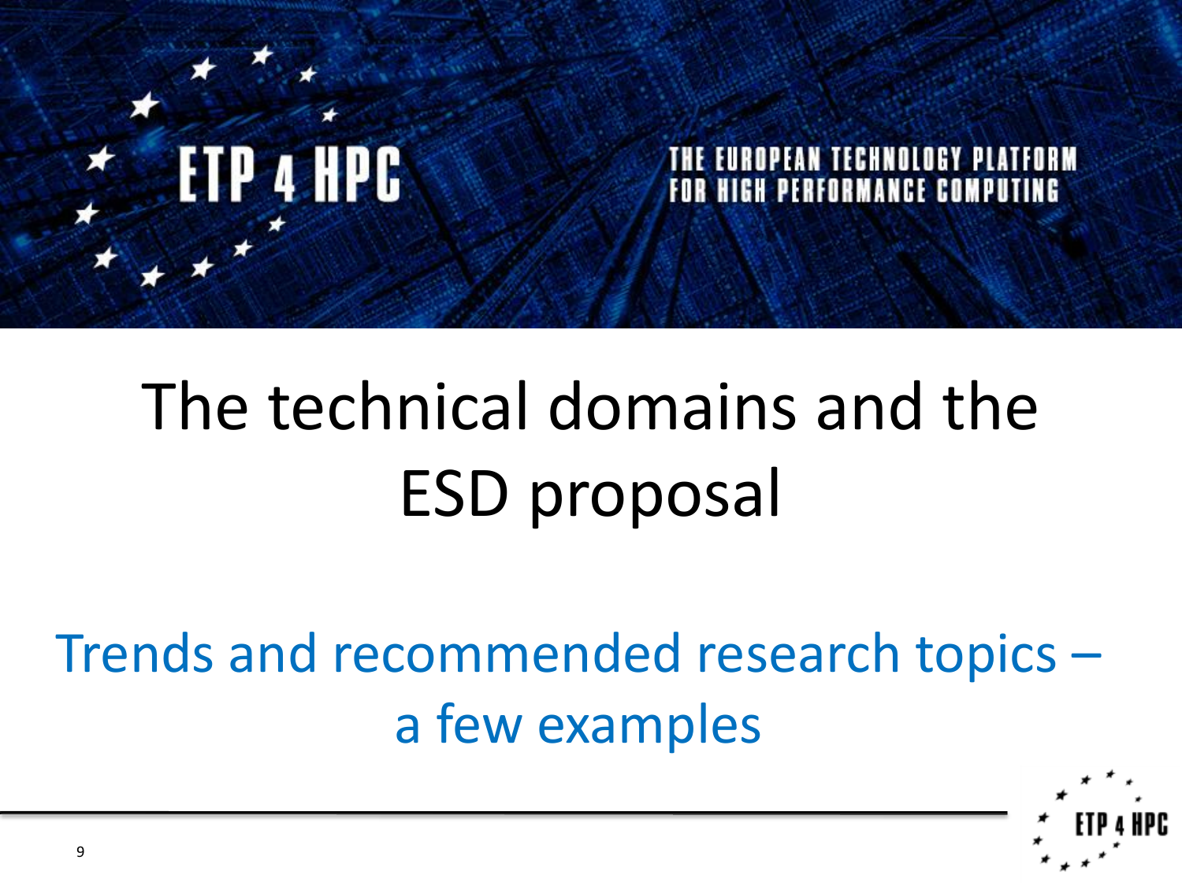# The technical domains and the ESD proposal

## Trends and recommended research topics – a few examples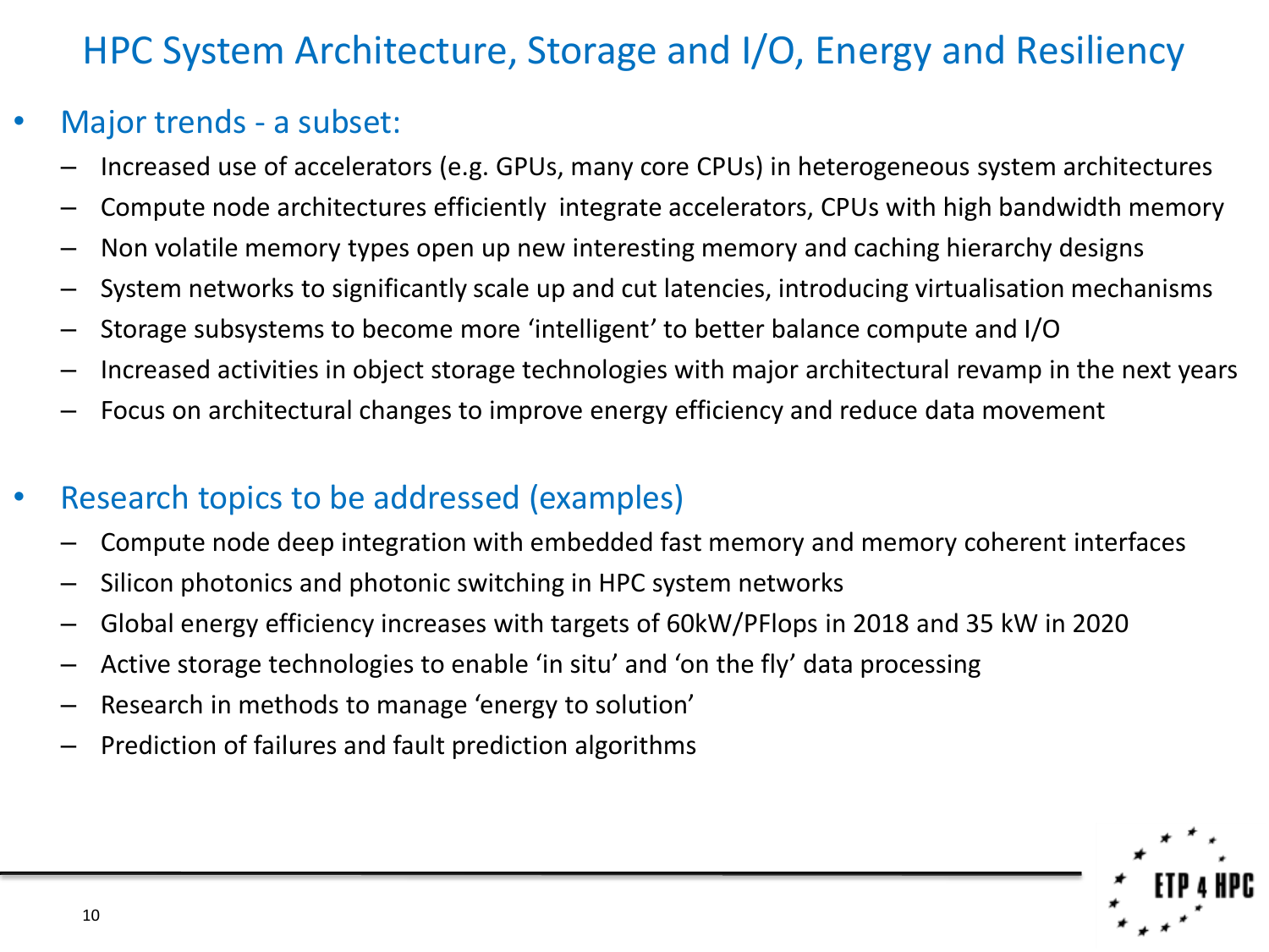# HPC System Architecture, Storage and I/O, Energy and Resiliency

- Major trends - a subset:
  - Increased use of accelerators (e.g. GPUs, many core CPUs) in heterogeneous system architectures
  - Compute node architectures efficiently integrate accelerators, CPUs with high bandwidth memory
  - Non volatile memory types open up new interesting memory and caching hierarchy designs
  - System networks to significantly scale up and cut latencies, introducing virtualisation mechanisms
  - Storage subsystems to become more 'intelligent' to better balance compute and I/O
  - Increased activities in object storage technologies with major architectural revamp in the next years
  - Focus on architectural changes to improve energy efficiency and reduce data movement

- Research topics to be addressed (examples)
  - Compute node deep integration with embedded fast memory and memory coherent interfaces
  - Silicon photonics and photonic switching in HPC system networks
  - Global energy efficiency increases with targets of 60kW/PFlops in 2018 and 35 kW in 2020
  - Active storage technologies to enable 'in situ' and 'on the fly' data processing
  - Research in methods to manage 'energy to solution'
  - Prediction of failures and fault prediction algorithms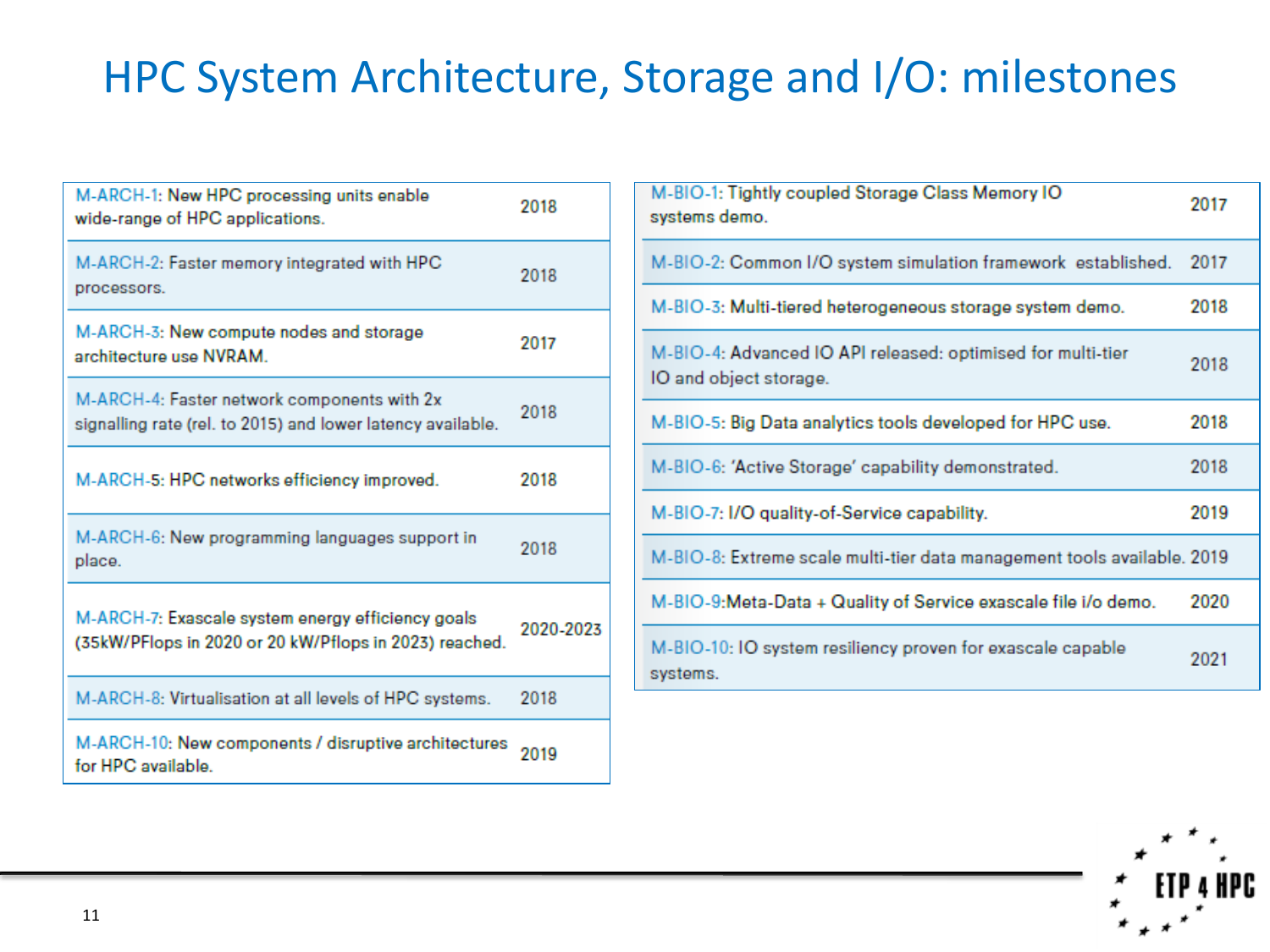# HPC System Architecture, Storage and I/O: milestones

| Milestone | Year |
|---|---|
| M-ARCH-1: New HPC processing units enable wide-range of HPC applications. | 2018 |
| M-ARCH-2: Faster memory integrated with HPC processors. | 2018 |
| M-ARCH-3: New compute nodes and storage architecture use NVRAM. | 2017 |
| M-ARCH-4: Faster network components with 2x signalling rate (rel. to 2015) and lower latency available. | 2018 |
| M-ARCH-5: HPC networks efficiency improved. | 2018 |
| M-ARCH-6: New programming languages support in place. | 2018 |
| M-ARCH-7: Exascale system energy efficiency goals (35kW/PFlops in 2020 or 20 kW/Pflops in 2023) reached. | 2020-2023 |
| M-ARCH-8: Virtualisation at all levels of HPC systems. | 2018 |
| M-ARCH-10: New components / disruptive architectures for HPC available. | 2019 |

| Milestone | Year |
|---|---|
| M-BIO-1: Tightly coupled Storage Class Memory IO systems demo. | 2017 |
| M-BIO-2: Common I/O system simulation framework established. | 2017 |
| M-BIO-3: Multi-tiered heterogeneous storage system demo. | 2018 |
| M-BIO-4: Advanced IO API released: optimised for multi-tier IO and object storage. | 2018 |
| M-BIO-5: Big Data analytics tools developed for HPC use. | 2018 |
| M-BIO-6: 'Active Storage' capability demonstrated. | 2018 |
| M-BIO-7: I/O quality-of-Service capability. | 2019 |
| M-BIO-8: Extreme scale multi-tier data management tools available. | 2019 |
| M-BIO-9:Meta-Data + Quality of Service exascale file i/o demo. | 2020 |
| M-BIO-10: IO system resiliency proven for exascale capable systems. | 2021 |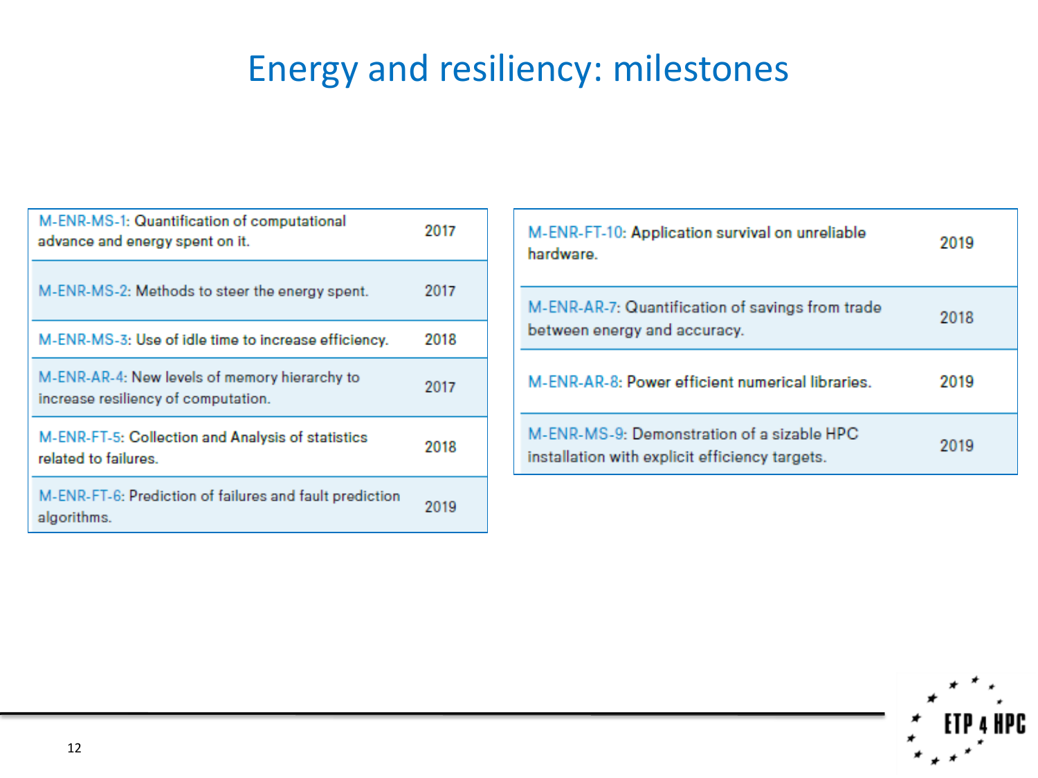# Energy and resiliency: milestones

| Milestone | Year |
|---|---|
| M-ENR-MS-1: Quantification of computational advance and energy spent on it. | 2017 |
| M-ENR-MS-2: Methods to steer the energy spent. | 2017 |
| M-ENR-MS-3: Use of idle time to increase efficiency. | 2018 |
| M-ENR-AR-4: New levels of memory hierarchy to increase resiliency of computation. | 2017 |
| M-ENR-FT-5: Collection and Analysis of statistics related to failures. | 2018 |
| M-ENR-FT-6: Prediction of failures and fault prediction algorithms. | 2019 |

| Milestone | Year |
|---|---|
| M-ENR-FT-10: Application survival on unreliable hardware. | 2019 |
| M-ENR-AR-7: Quantification of savings from trade between energy and accuracy. | 2018 |
| M-ENR-AR-8: Power efficient numerical libraries. | 2019 |
| M-ENR-MS-9: Demonstration of a sizable HPC installation with explicit efficiency targets. | 2019 |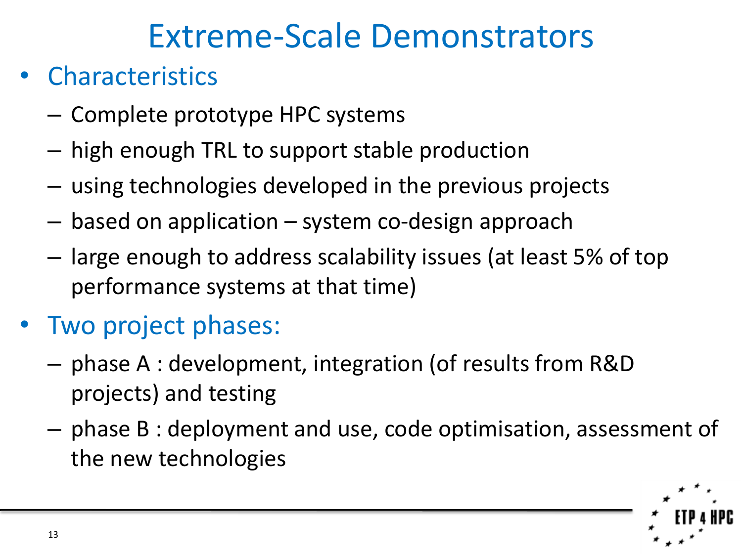# Extreme-Scale Demonstrators

- Characteristics
  - Complete prototype HPC systems
  - high enough TRL to support stable production
  - using technologies developed in the previous projects
  - based on application – system co-design approach
  - large enough to address scalability issues (at least 5% of top performance systems at that time)
- Two project phases:
  - phase A : development, integration (of results from R&D projects) and testing
  - phase B : deployment and use, code optimisation, assessment of the new technologies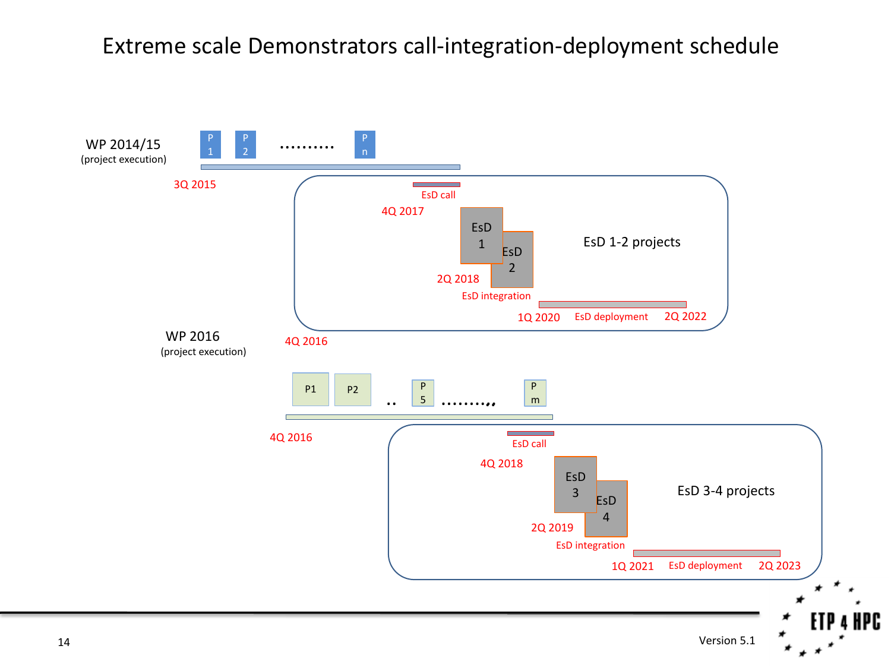# Extreme scale Demonstrators call-integration-deployment schedule

**WP 2014/15** (project execution)

P1, P2, ………, Pn

3Q 2015

**EsD 1-2 projects**

- EsD call — 4Q 2017
- EsD 1, EsD 2 — 2Q 2018 EsD integration
- 1Q 2020 EsD deployment 2Q 2022

4Q 2016

**WP 2016** (project execution)

P1, P2, .., P5, ………,, Pm

4Q 2016

**EsD 3-4 projects**

- EsD call — 4Q 2018
- EsD 3, EsD 4 — 2Q 2019 EsD integration
- 1Q 2021 EsD deployment 2Q 2023

Version 5.1

ETP 4 HPC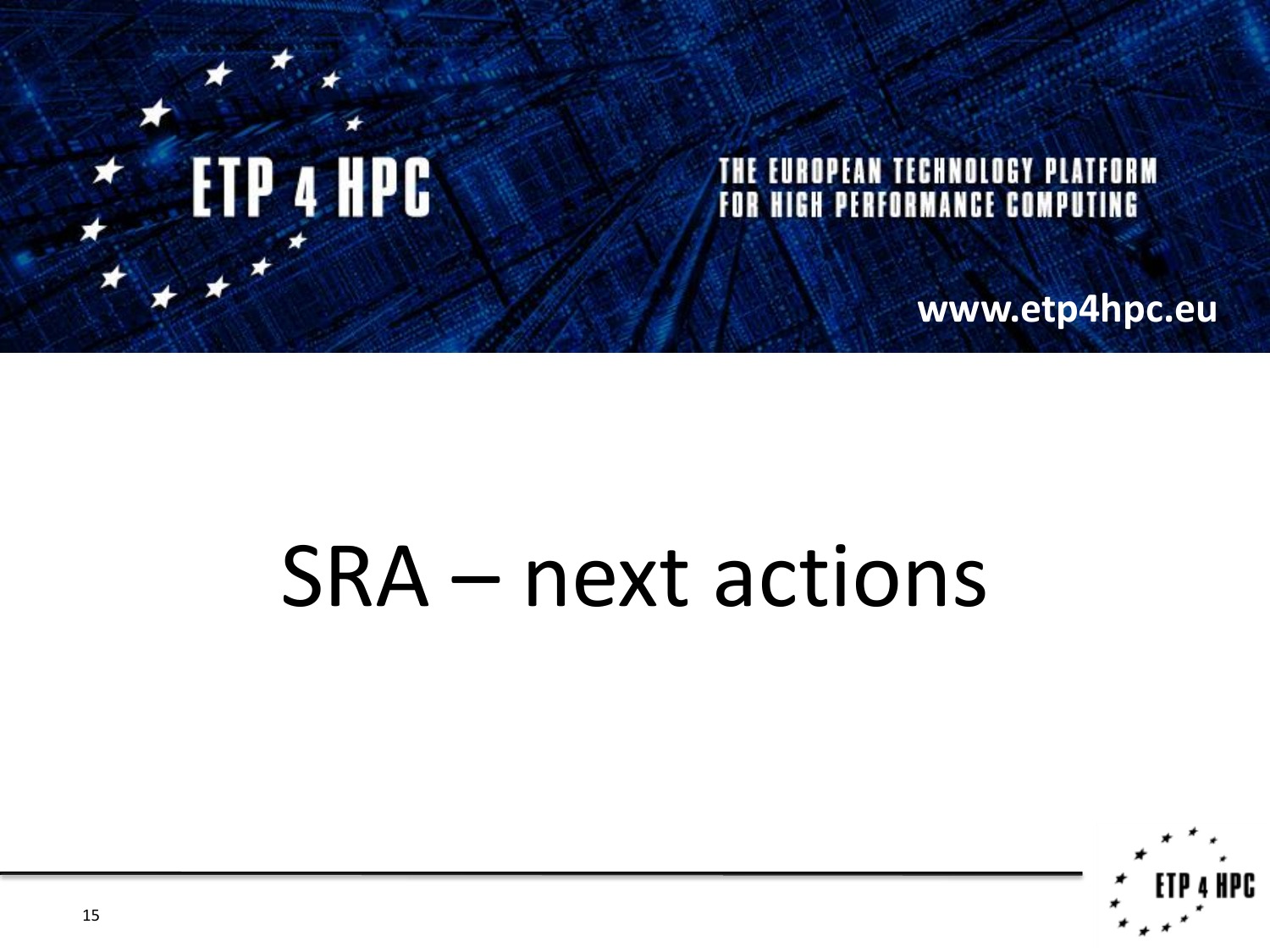ETP 4 HPC

THE EUROPEAN TECHNOLOGY PLATFORM FOR HIGH PERFORMANCE COMPUTING

www.etp4hpc.eu

# SRA – next actions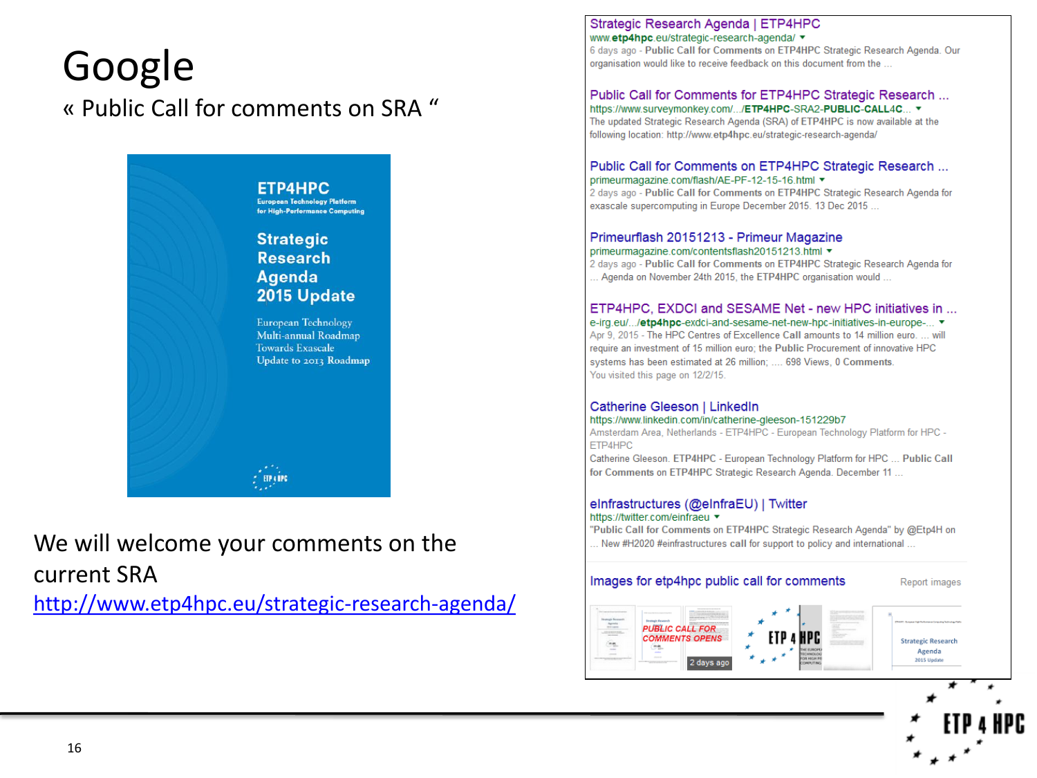# Google

« Public Call for comments on SRA "

ETP4HPC
European Technology Platform for High-Performance Computing

Strategic Research Agenda 2015 Update

European Technology Multi-annual Roadmap Towards Exascale Update to 2013 Roadmap

We will welcome your comments on the current SRA
http://www.etp4hpc.eu/strategic-research-agenda/

Strategic Research Agenda | ETP4HPC
www.etp4hpc.eu/strategic-research-agenda/
6 days ago - Public Call for Comments on ETP4HPC Strategic Research Agenda. Our organisation would like to receive feedback on this document from the ...

Public Call for Comments for ETP4HPC Strategic Research ...
https://www.surveymonkey.com/.../ETP4HPC-SRA2-PUBLIC-CALL4C...
The updated Strategic Research Agenda (SRA) of ETP4HPC is now available at the following location: http://www.etp4hpc.eu/strategic-research-agenda/

Public Call for Comments on ETP4HPC Strategic Research ...
primeurmagazine.com/flash/AE-PF-12-15-16.html
2 days ago - Public Call for Comments on ETP4HPC Strategic Research Agenda for exascale supercomputing in Europe December 2015. 13 Dec 2015 ...

Primeurflash 20151213 - Primeur Magazine
primeurmagazine.com/contentsflash20151213.html
2 days ago - Public Call for Comments on ETP4HPC Strategic Research Agenda for ... Agenda on November 24th 2015, the ETP4HPC organisation would ...

ETP4HPC, EXDCI and SESAME Net - new HPC initiatives in ...
e-irg.eu/.../etp4hpc-exdci-and-sesame-net-new-hpc-initiatives-in-europe-...
Apr 9, 2015 - The HPC Centres of Excellence Call amounts to 14 million euro. ... will require an investment of 15 million euro; the Public Procurement of innovative HPC systems has been estimated at 26 million; .... 698 Views, 0 Comments.
You visited this page on 12/2/15.

Catherine Gleeson | LinkedIn
https://www.linkedin.com/in/catherine-gleeson-151229b7
Amsterdam Area, Netherlands - ETP4HPC - European Technology Platform for HPC - ETP4HPC
Catherine Gleeson. ETP4HPC - European Technology Platform for HPC ... Public Call for Comments on ETP4HPC Strategic Research Agenda. December 11 ...

eInfrastructures (@eInfraEU) | Twitter
https://twitter.com/einfraeu
"Public Call for Comments on ETP4HPC Strategic Research Agenda" by @Etp4H on ... New #H2020 #einfrastructures call for support to policy and international ...

Images for etp4hpc public call for comments — Report images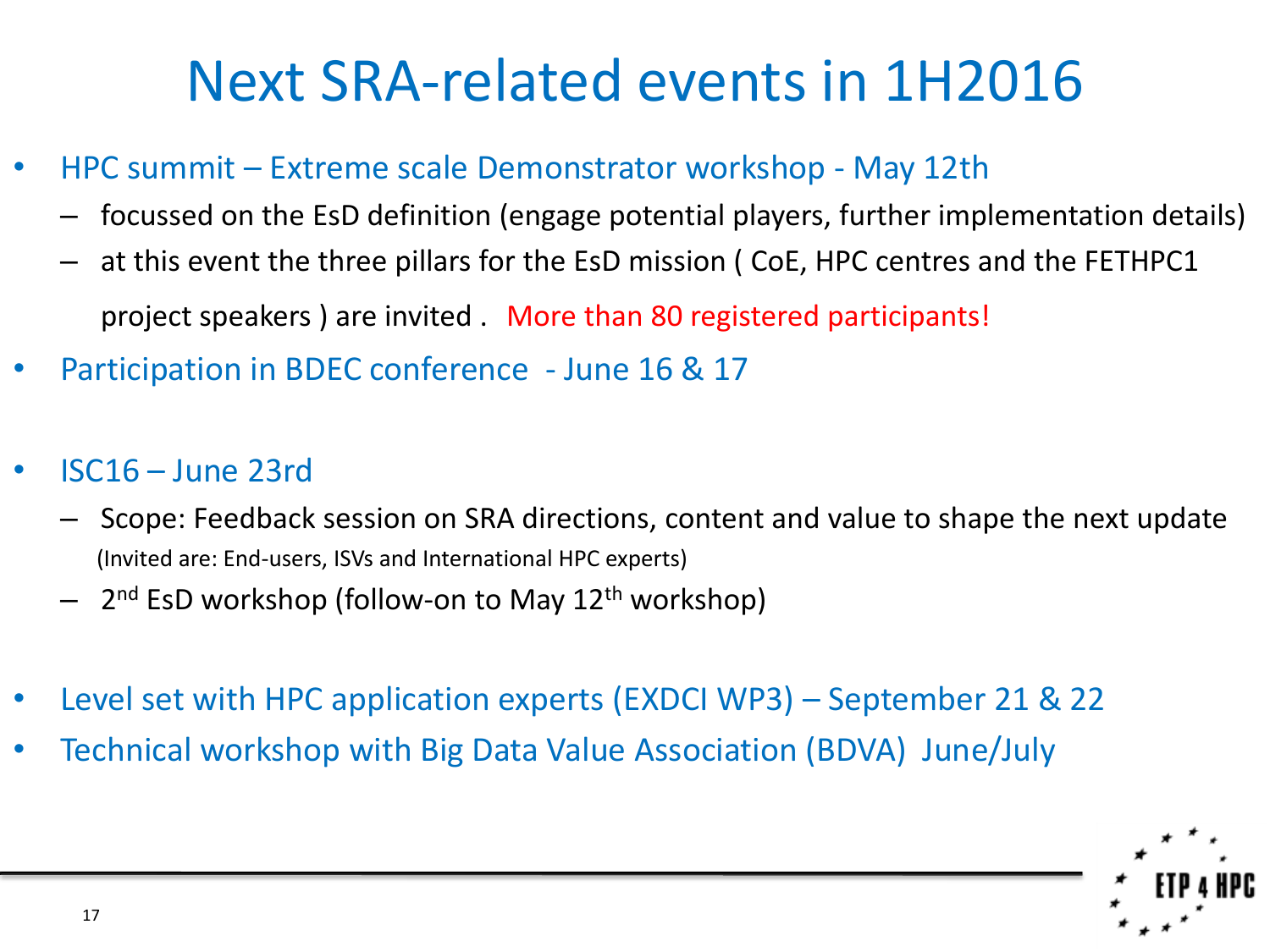# Next SRA-related events in 1H2016

- HPC summit – Extreme scale Demonstrator workshop - May 12th
  - focussed on the EsD definition (engage potential players, further implementation details)
  - at this event the three pillars for the EsD mission ( CoE, HPC centres and the FETHPC1 project speakers ) are invited . More than 80 registered participants!
- Participation in BDEC conference - June 16 & 17
- ISC16 – June 23rd
  - Scope: Feedback session on SRA directions, content and value to shape the next update (Invited are: End-users, ISVs and International HPC experts)
  - 2nd EsD workshop (follow-on to May 12th workshop)
- Level set with HPC application experts (EXDCI WP3) – September 21 & 22
- Technical workshop with Big Data Value Association (BDVA) June/July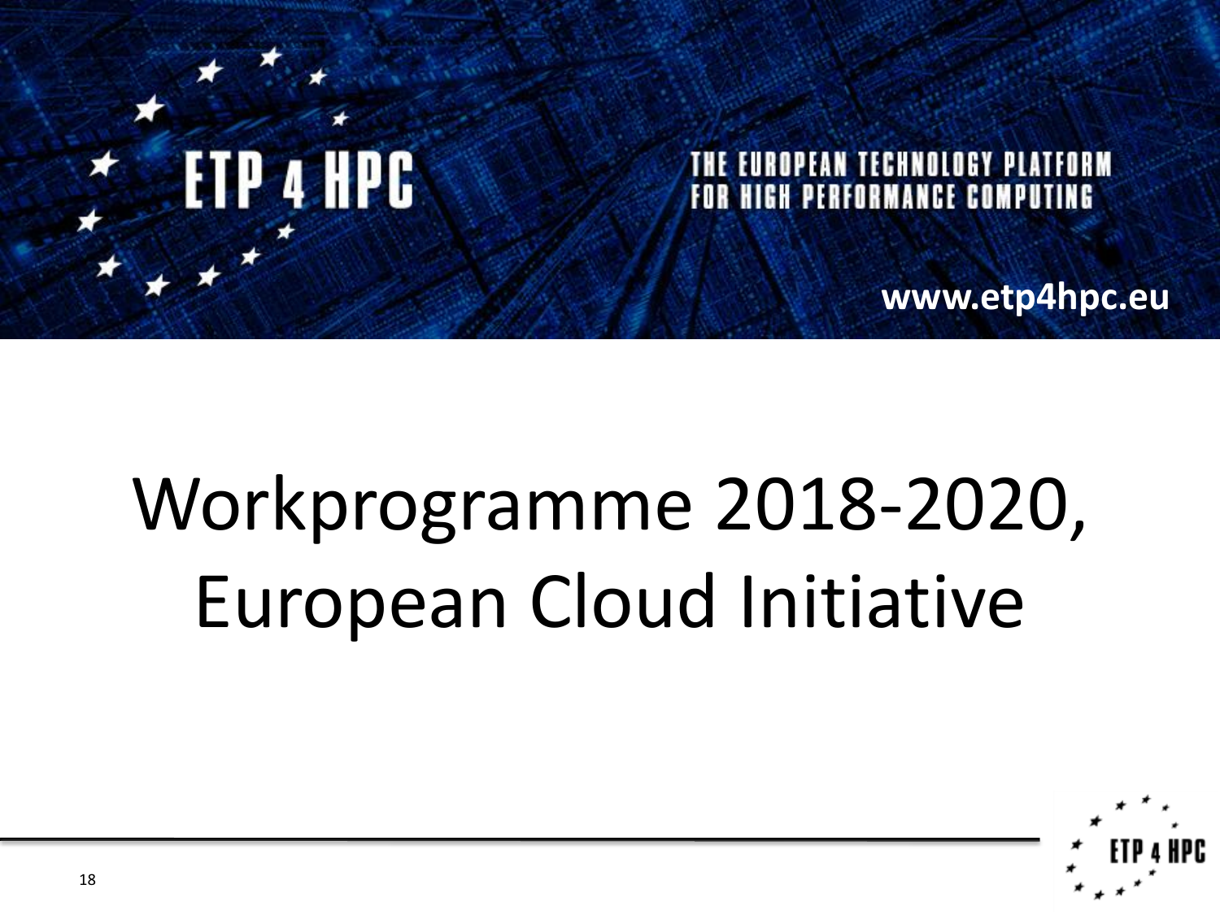ETP 4 HPC

THE EUROPEAN TECHNOLOGY PLATFORM FOR HIGH PERFORMANCE COMPUTING

**www.etp4hpc.eu**

# Workprogramme 2018-2020, European Cloud Initiative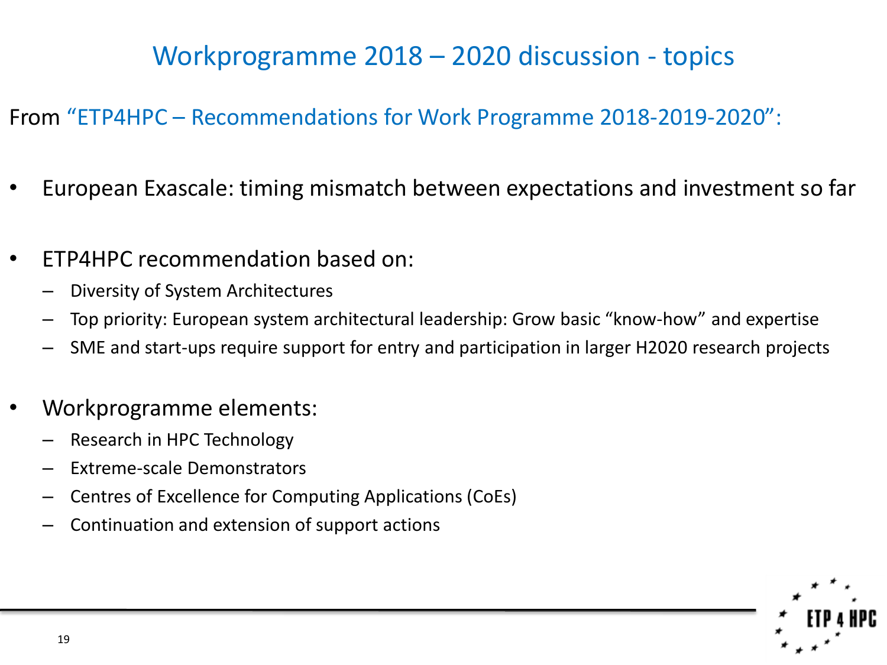# Workprogramme 2018 – 2020 discussion - topics

From "ETP4HPC – Recommendations for Work Programme 2018-2019-2020":

- European Exascale: timing mismatch between expectations and investment so far

- ETP4HPC recommendation based on:
  - Diversity of System Architectures
  - Top priority: European system architectural leadership: Grow basic "know-how" and expertise
  - SME and start-ups require support for entry and participation in larger H2020 research projects

- Workprogramme elements:
  - Research in HPC Technology
  - Extreme-scale Demonstrators
  - Centres of Excellence for Computing Applications (CoEs)
  - Continuation and extension of support actions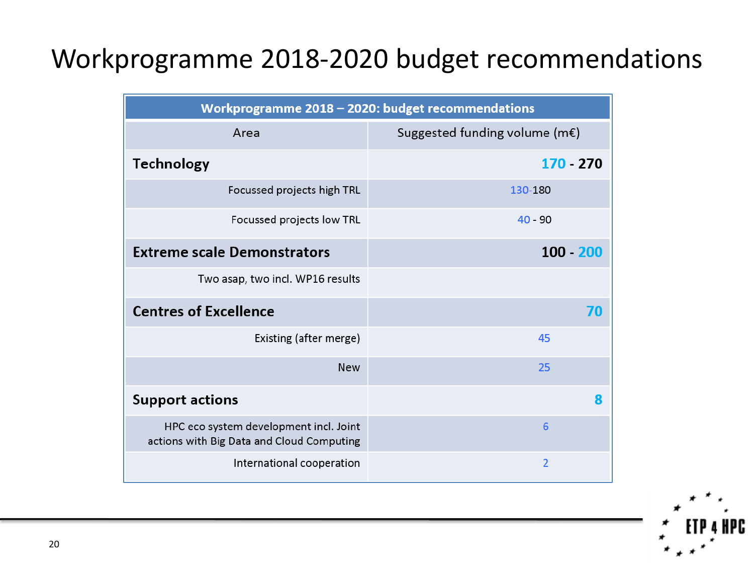# Workprogramme 2018-2020 budget recommendations

| Workprogramme 2018 – 2020: budget recommendations | |
|---|---|
| Area | Suggested funding volume (m€) |
| **Technology** | **170 - 270** |
| Focussed projects high TRL | 130-180 |
| Focussed projects low TRL | 40 - 90 |
| **Extreme scale Demonstrators** | **100 - 200** |
| Two asap, two incl. WP16 results | |
| **Centres of Excellence** | **70** |
| Existing (after merge) | 45 |
| New | 25 |
| **Support actions** | **8** |
| HPC eco system development incl. Joint actions with Big Data and Cloud Computing | 6 |
| International cooperation | 2 |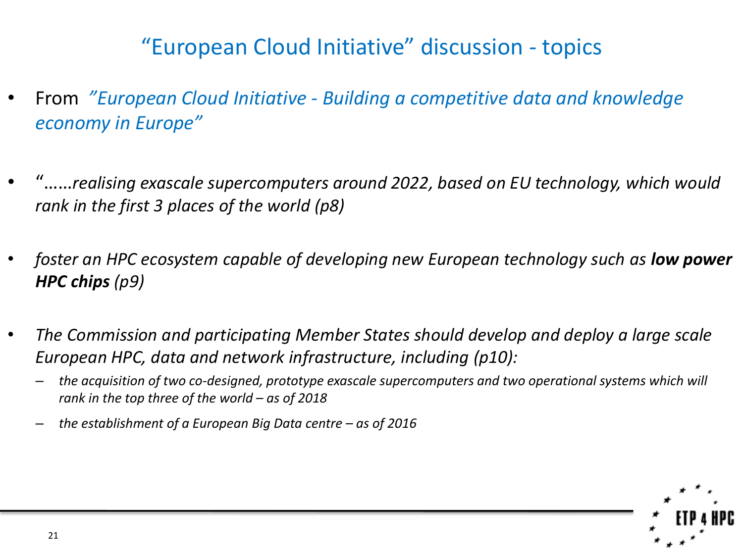# "European Cloud Initiative" discussion - topics

- From *"European Cloud Initiative - Building a competitive data and knowledge economy in Europe"*
- *"……realising exascale supercomputers around 2022, based on EU technology, which would rank in the first 3 places of the world (p8)*
- *foster an HPC ecosystem capable of developing new European technology such as **low power HPC chips** (p9)*
- *The Commission and participating Member States should develop and deploy a large scale European HPC, data and network infrastructure, including (p10):*
  - *the acquisition of two co-designed, prototype exascale supercomputers and two operational systems which will rank in the top three of the world – as of 2018*
  - *the establishment of a European Big Data centre – as of 2016*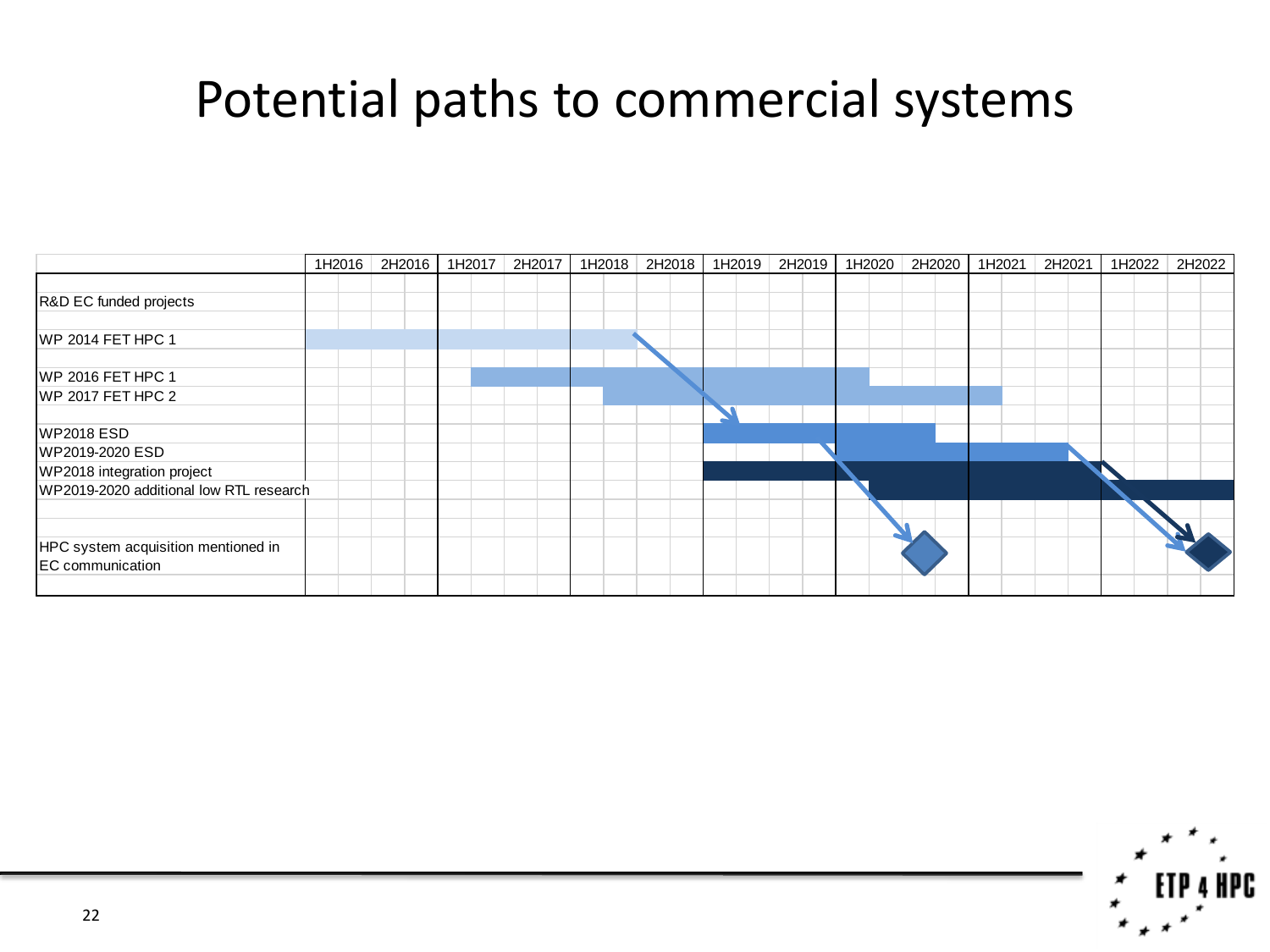# Potential paths to commercial systems

| | 1H2016 | 2H2016 | 1H2017 | 2H2017 | 1H2018 | 2H2018 | 1H2019 | 2H2019 | 1H2020 | 2H2020 | 1H2021 | 2H2021 | 1H2022 | 2H2022 |
|---|---|---|---|---|---|---|---|---|---|---|---|---|---|---|
| R&D EC funded projects | | | | | | | | | | | | | | |
| WP 2014 FET HPC 1 | | | | | | | | | | | | | | |
| WP 2016 FET HPC 1 | | | | | | | | | | | | | | |
| WP 2017 FET HPC 2 | | | | | | | | | | | | | | |
| WP2018 ESD | | | | | | | | | | | | | | |
| WP2019-2020 ESD | | | | | | | | | | | | | | |
| WP2018 integration project | | | | | | | | | | | | | | |
| WP2019-2020 additional low RTL research | | | | | | | | | | | | | | |
| HPC system acquisition mentioned in EC communication | | | | | | | | | | | | | | |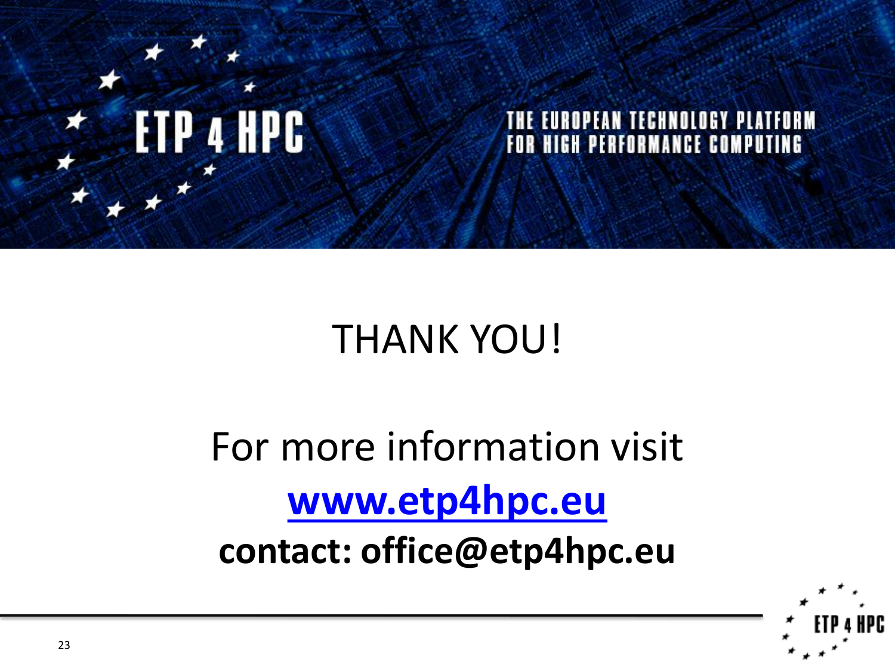ETP 4 HPC

THE EUROPEAN TECHNOLOGY PLATFORM FOR HIGH PERFORMANCE COMPUTING

# THANK YOU!

For more information visit

**[www.etp4hpc.eu](http://www.etp4hpc.eu)**

**contact: office@etp4hpc.eu**